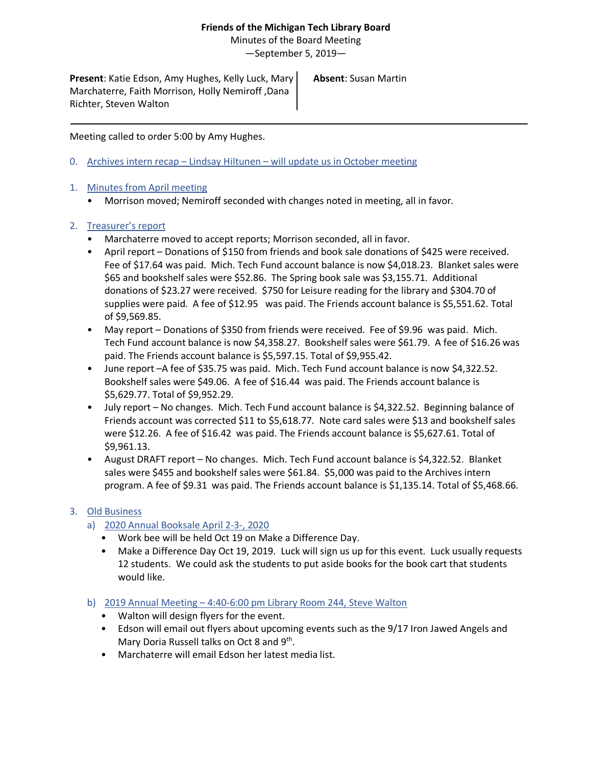**Friends of the Michigan Tech Library Board**

Minutes of the Board Meeting

—September 5, 2019—

| **Present**: Katie Edson, Amy Hughes, Kelly Luck, Mary Marchaterre, Faith Morrison, Holly Nemiroff ,Dana Richter, Steven Walton | **Absent**: Susan Martin |
|---|---|

Meeting called to order 5:00 by Amy Hughes.

0. Archives intern recap – Lindsay Hiltunen – will update us in October meeting

1. Minutes from April meeting
   - Morrison moved; Nemiroff seconded with changes noted in meeting, all in favor.

2. Treasurer's report
   - Marchaterre moved to accept reports; Morrison seconded, all in favor.
   - April report – Donations of $150 from friends and book sale donations of $425 were received. Fee of $17.64 was paid. Mich. Tech Fund account balance is now $4,018.23. Blanket sales were $65 and bookshelf sales were $52.86. The Spring book sale was $3,155.71. Additional donations of $23.27 were received. $750 for Leisure reading for the library and $304.70 of supplies were paid. A fee of $12.95 was paid. The Friends account balance is $5,551.62. Total of $9,569.85.
   - May report – Donations of $350 from friends were received. Fee of $9.96 was paid. Mich. Tech Fund account balance is now $4,358.27. Bookshelf sales were $61.79. A fee of $16.26 was paid. The Friends account balance is $5,597.15. Total of $9,955.42.
   - June report –A fee of $35.75 was paid. Mich. Tech Fund account balance is now $4,322.52. Bookshelf sales were $49.06. A fee of $16.44 was paid. The Friends account balance is $5,629.77. Total of $9,952.29.
   - July report – No changes. Mich. Tech Fund account balance is $4,322.52. Beginning balance of Friends account was corrected $11 to $5,618.77. Note card sales were $13 and bookshelf sales were $12.26. A fee of $16.42 was paid. The Friends account balance is $5,627.61. Total of $9,961.13.
   - August DRAFT report – No changes. Mich. Tech Fund account balance is $4,322.52. Blanket sales were $455 and bookshelf sales were $61.84. $5,000 was paid to the Archives intern program. A fee of $9.31 was paid. The Friends account balance is $1,135.14. Total of $5,468.66.

3. Old Business
   a) 2020 Annual Booksale April 2-3-, 2020
      - Work bee will be held Oct 19 on Make a Difference Day.
      - Make a Difference Day Oct 19, 2019. Luck will sign us up for this event. Luck usually requests 12 students. We could ask the students to put aside books for the book cart that students would like.

   b) 2019 Annual Meeting – 4:40-6:00 pm Library Room 244, Steve Walton
      - Walton will design flyers for the event.
      - Edson will email out flyers about upcoming events such as the 9/17 Iron Jawed Angels and Mary Doria Russell talks on Oct 8 and 9th.
      - Marchaterre will email Edson her latest media list.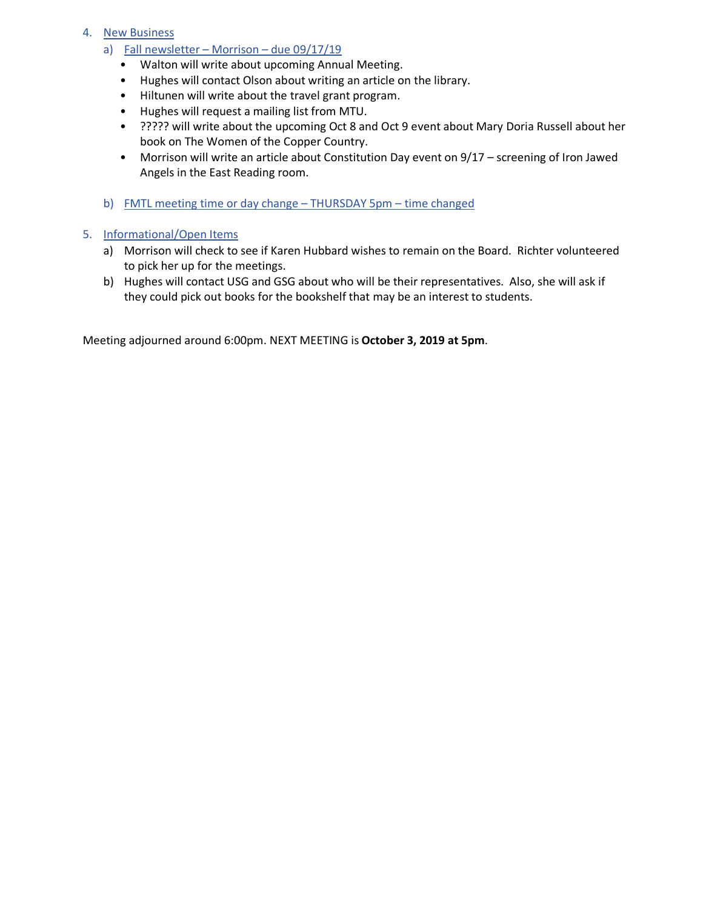4. New Business
   a) Fall newsletter – Morrison – due 09/17/19
      - Walton will write about upcoming Annual Meeting.
      - Hughes will contact Olson about writing an article on the library.
      - Hiltunen will write about the travel grant program.
      - Hughes will request a mailing list from MTU.
      - ????? will write about the upcoming Oct 8 and Oct 9 event about Mary Doria Russell about her book on The Women of the Copper Country.
      - Morrison will write an article about Constitution Day event on 9/17 – screening of Iron Jawed Angels in the East Reading room.

   b) FMTL meeting time or day change – THURSDAY 5pm – time changed

5. Informational/Open Items
   a) Morrison will check to see if Karen Hubbard wishes to remain on the Board. Richter volunteered to pick her up for the meetings.
   b) Hughes will contact USG and GSG about who will be their representatives. Also, she will ask if they could pick out books for the bookshelf that may be an interest to students.

Meeting adjourned around 6:00pm. NEXT MEETING is **October 3, 2019 at 5pm**.